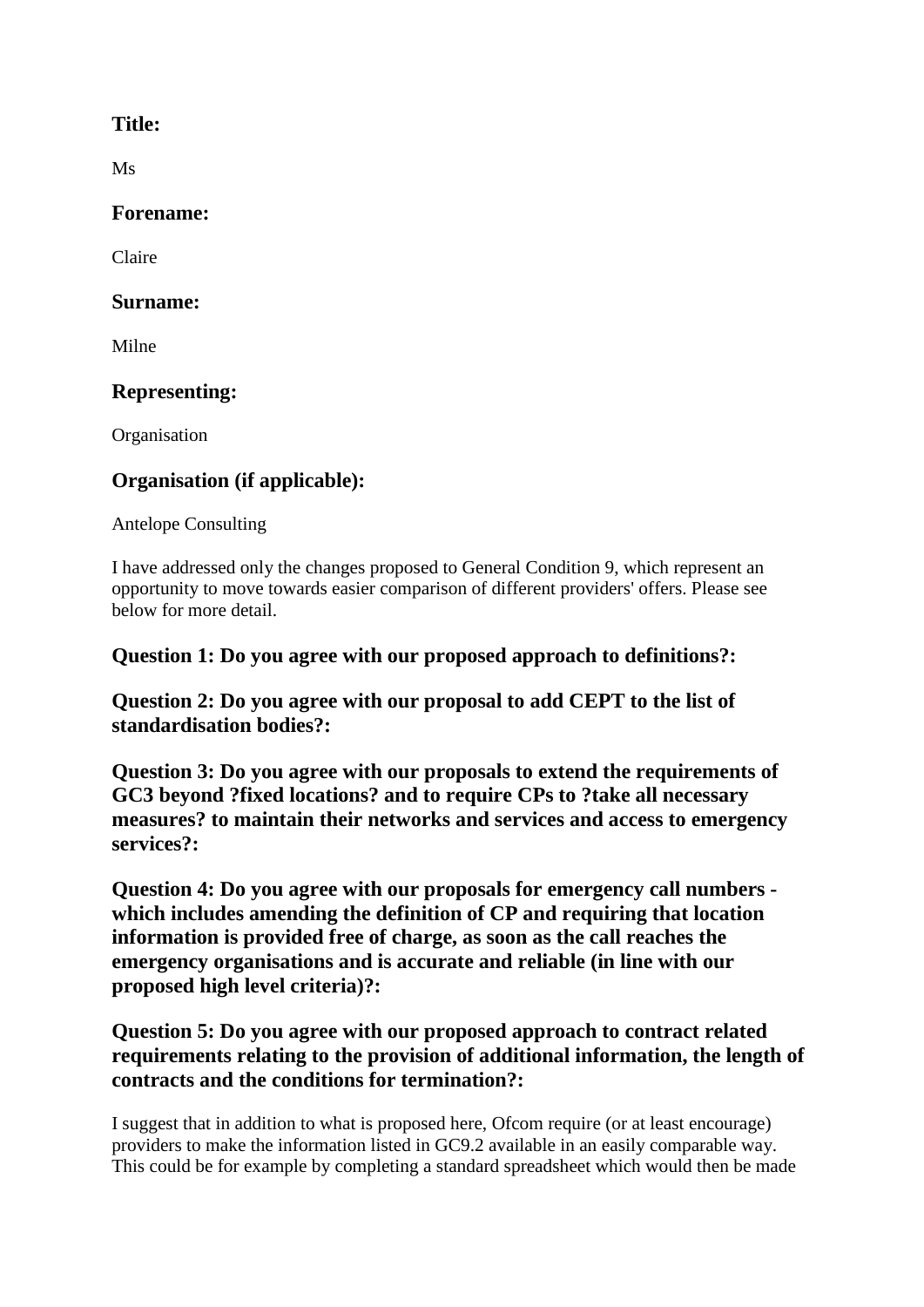## Title:

Ms

## Forename:

Claire

## Surname:

Milne

## Representing:

Organisation

## Organisation (if applicable):

Antelope Consulting

I have addressed only the changes proposed to General Condition 9, which represent an opportunity to move towards easier comparison of different providers' offers. Please see below for more detail.

## Question 1: Do you agree with our proposed approach to definitions?:

## Question 2: Do you agree with our proposal to add CEPT to the list of standardisation bodies?:

## Question 3: Do you agree with our proposals to extend the requirements of GC3 beyond ?fixed locations? and to require CPs to ?take all necessary measures? to maintain their networks and services and access to emergency services?:

## Question 4: Do you agree with our proposals for emergency call numbers - which includes amending the definition of CP and requiring that location information is provided free of charge, as soon as the call reaches the emergency organisations and is accurate and reliable (in line with our proposed high level criteria)?:

## Question 5: Do you agree with our proposed approach to contract related requirements relating to the provision of additional information, the length of contracts and the conditions for termination?:

I suggest that in addition to what is proposed here, Ofcom require (or at least encourage) providers to make the information listed in GC9.2 available in an easily comparable way. This could be for example by completing a standard spreadsheet which would then be made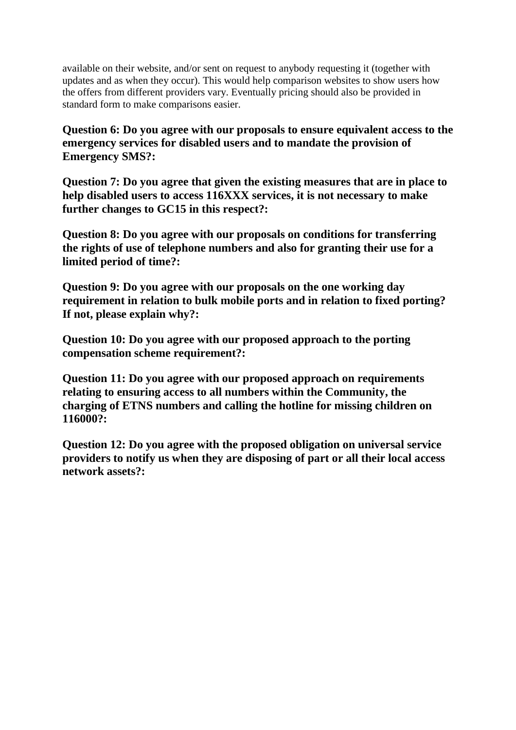available on their website, and/or sent on request to anybody requesting it (together with updates and as when they occur). This would help comparison websites to show users how the offers from different providers vary. Eventually pricing should also be provided in standard form to make comparisons easier.

**Question 6: Do you agree with our proposals to ensure equivalent access to the emergency services for disabled users and to mandate the provision of Emergency SMS?:**

**Question 7: Do you agree that given the existing measures that are in place to help disabled users to access 116XXX services, it is not necessary to make further changes to GC15 in this respect?:**

**Question 8: Do you agree with our proposals on conditions for transferring the rights of use of telephone numbers and also for granting their use for a limited period of time?:**

**Question 9: Do you agree with our proposals on the one working day requirement in relation to bulk mobile ports and in relation to fixed porting? If not, please explain why?:**

**Question 10: Do you agree with our proposed approach to the porting compensation scheme requirement?:**

**Question 11: Do you agree with our proposed approach on requirements relating to ensuring access to all numbers within the Community, the charging of ETNS numbers and calling the hotline for missing children on 116000?:**

**Question 12: Do you agree with the proposed obligation on universal service providers to notify us when they are disposing of part or all their local access network assets?:**